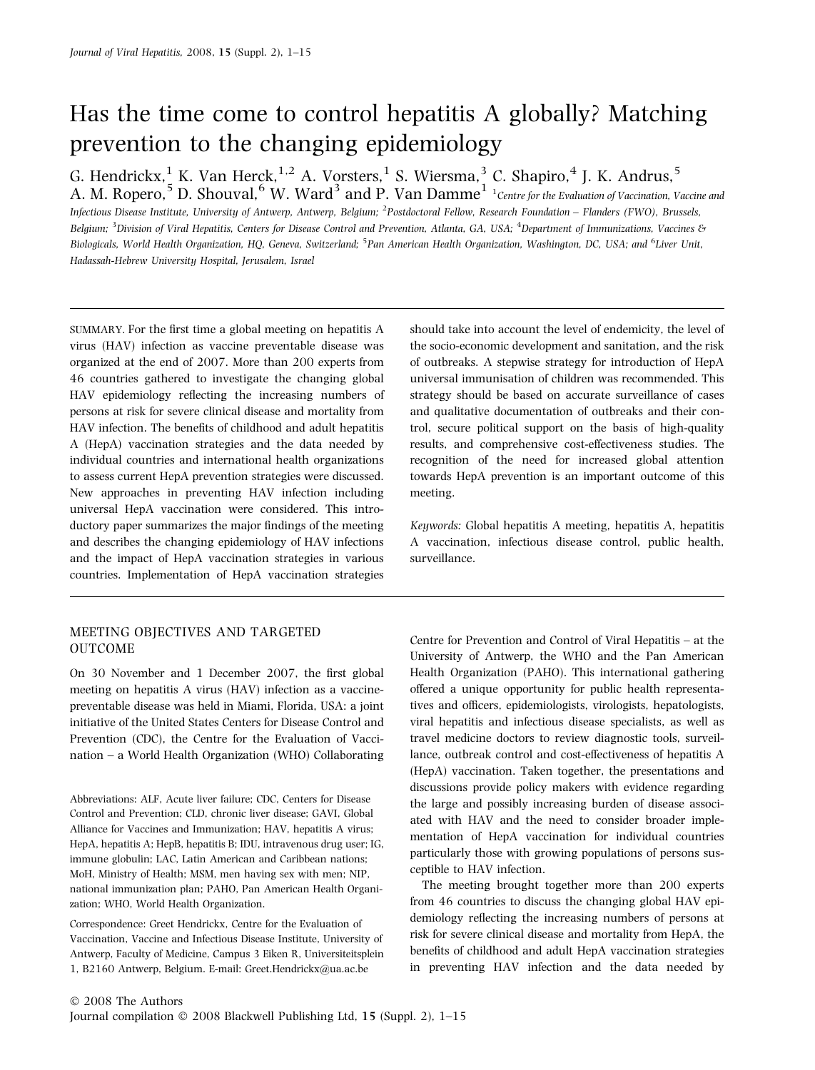# Has the time come to control hepatitis A globally? Matching prevention to the changing epidemiology

G. Hendrickx,[1] K. Van Herck,[1,2] A. Vorsters,[1] S. Wiersma,[3] C. Shapiro,[4] J. K. Andrus,[5] A. M. Ropero,[5] D. Shouval,[6] W. Ward[3] and P. Van Damme[1]

[1]*Centre for the Evaluation of Vaccination, Vaccine and Infectious Disease Institute, University of Antwerp, Antwerp, Belgium;* [2]*Postdoctoral Fellow, Research Foundation – Flanders (FWO), Brussels, Belgium;* [3]*Division of Viral Hepatitis, Centers for Disease Control and Prevention, Atlanta, GA, USA;* [4]*Department of Immunizations, Vaccines & Biologicals, World Health Organization, HQ, Geneva, Switzerland;* [5]*Pan American Health Organization, Washington, DC, USA; and* [6]*Liver Unit, Hadassah-Hebrew University Hospital, Jerusalem, Israel*

SUMMARY. For the first time a global meeting on hepatitis A virus (HAV) infection as vaccine preventable disease was organized at the end of 2007. More than 200 experts from 46 countries gathered to investigate the changing global HAV epidemiology reflecting the increasing numbers of persons at risk for severe clinical disease and mortality from HAV infection. The benefits of childhood and adult hepatitis A (HepA) vaccination strategies and the data needed by individual countries and international health organizations to assess current HepA prevention strategies were discussed. New approaches in preventing HAV infection including universal HepA vaccination were considered. This introductory paper summarizes the major findings of the meeting and describes the changing epidemiology of HAV infections and the impact of HepA vaccination strategies in various countries. Implementation of HepA vaccination strategies should take into account the level of endemicity, the level of the socio-economic development and sanitation, and the risk of outbreaks. A stepwise strategy for introduction of HepA universal immunisation of children was recommended. This strategy should be based on accurate surveillance of cases and qualitative documentation of outbreaks and their control, secure political support on the basis of high-quality results, and comprehensive cost-effectiveness studies. The recognition of the need for increased global attention towards HepA prevention is an important outcome of this meeting.

*Keywords:* Global hepatitis A meeting, hepatitis A, hepatitis A vaccination, infectious disease control, public health, surveillance.

## MEETING OBJECTIVES AND TARGETED OUTCOME

On 30 November and 1 December 2007, the first global meeting on hepatitis A virus (HAV) infection as a vaccine-preventable disease was held in Miami, Florida, USA: a joint initiative of the United States Centers for Disease Control and Prevention (CDC), the Centre for the Evaluation of Vaccination – a World Health Organization (WHO) Collaborating Centre for Prevention and Control of Viral Hepatitis – at the University of Antwerp, the WHO and the Pan American Health Organization (PAHO). This international gathering offered a unique opportunity for public health representatives and officers, epidemiologists, virologists, hepatologists, viral hepatitis and infectious disease specialists, as well as travel medicine doctors to review diagnostic tools, surveillance, outbreak control and cost-effectiveness of hepatitis A (HepA) vaccination. Taken together, the presentations and discussions provide policy makers with evidence regarding the large and possibly increasing burden of disease associated with HAV and the need to consider broader implementation of HepA vaccination for individual countries particularly those with growing populations of persons susceptible to HAV infection.

The meeting brought together more than 200 experts from 46 countries to discuss the changing global HAV epidemiology reflecting the increasing numbers of persons at risk for severe clinical disease and mortality from HepA, the benefits of childhood and adult HepA vaccination strategies in preventing HAV infection and the data needed by

Abbreviations: ALF, Acute liver failure; CDC, Centers for Disease Control and Prevention; CLD, chronic liver disease; GAVI, Global Alliance for Vaccines and Immunization; HAV, hepatitis A virus; HepA, hepatitis A; HepB, hepatitis B; IDU, intravenous drug user; IG, immune globulin; LAC, Latin American and Caribbean nations; MoH, Ministry of Health; MSM, men having sex with men; NIP, national immunization plan; PAHO, Pan American Health Organization; WHO, World Health Organization.

Correspondence: Greet Hendrickx, Centre for the Evaluation of Vaccination, Vaccine and Infectious Disease Institute, University of Antwerp, Faculty of Medicine, Campus 3 Eiken R, Universiteitsplein 1, B2160 Antwerp, Belgium. E-mail: Greet.Hendrickx@ua.ac.be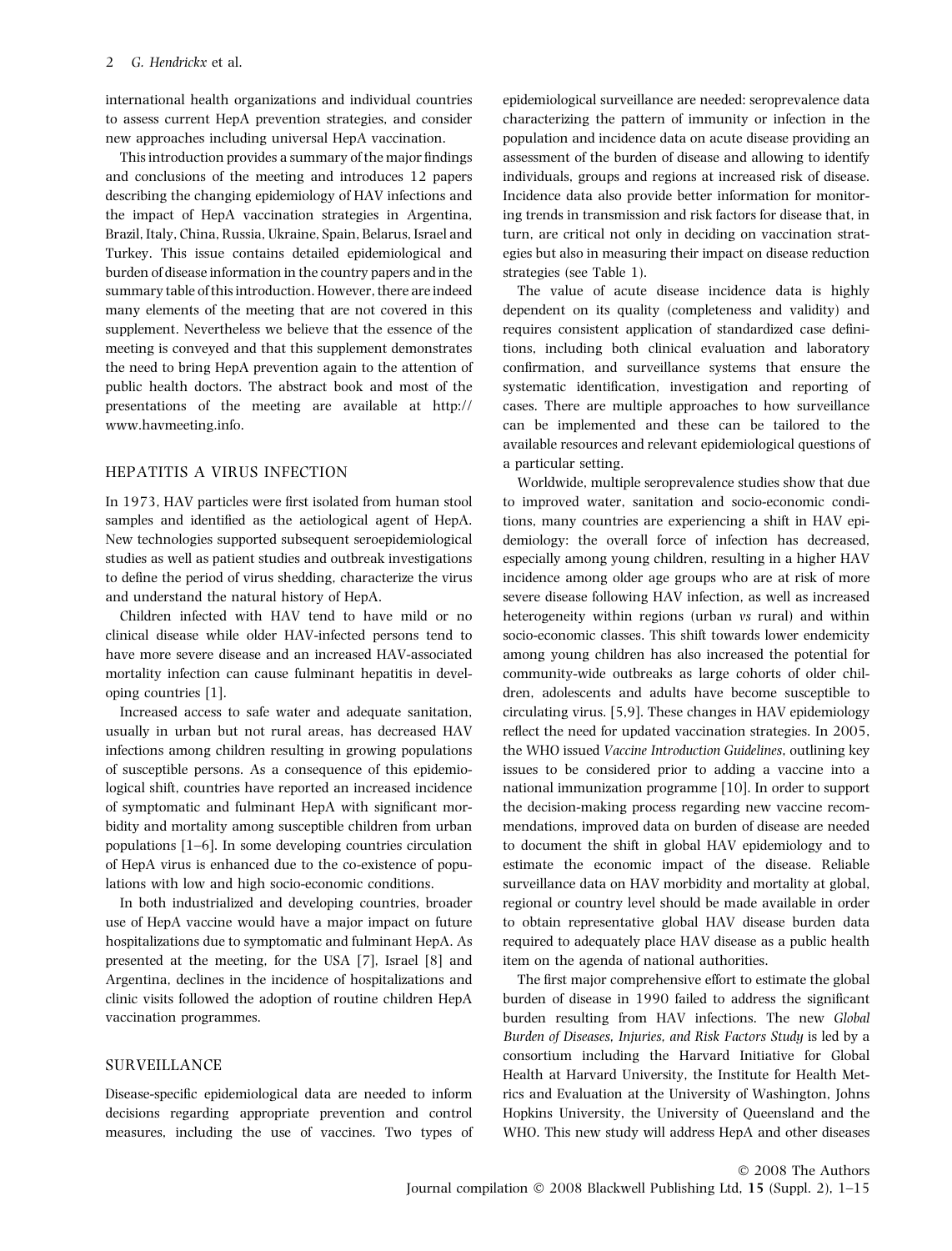international health organizations and individual countries to assess current HepA prevention strategies, and consider new approaches including universal HepA vaccination.

This introduction provides a summary of the major findings and conclusions of the meeting and introduces 12 papers describing the changing epidemiology of HAV infections and the impact of HepA vaccination strategies in Argentina, Brazil, Italy, China, Russia, Ukraine, Spain, Belarus, Israel and Turkey. This issue contains detailed epidemiological and burden of disease information in the country papers and in the summary table of this introduction. However, there are indeed many elements of the meeting that are not covered in this supplement. Nevertheless we believe that the essence of the meeting is conveyed and that this supplement demonstrates the need to bring HepA prevention again to the attention of public health doctors. The abstract book and most of the presentations of the meeting are available at http://www.havmeeting.info.

## HEPATITIS A VIRUS INFECTION

In 1973, HAV particles were first isolated from human stool samples and identified as the aetiological agent of HepA. New technologies supported subsequent seroepidemiological studies as well as patient studies and outbreak investigations to define the period of virus shedding, characterize the virus and understand the natural history of HepA.

Children infected with HAV tend to have mild or no clinical disease while older HAV-infected persons tend to have more severe disease and an increased HAV-associated mortality infection can cause fulminant hepatitis in developing countries [1].

Increased access to safe water and adequate sanitation, usually in urban but not rural areas, has decreased HAV infections among children resulting in growing populations of susceptible persons. As a consequence of this epidemiological shift, countries have reported an increased incidence of symptomatic and fulminant HepA with significant morbidity and mortality among susceptible children from urban populations [1–6]. In some developing countries circulation of HepA virus is enhanced due to the co-existence of populations with low and high socio-economic conditions.

In both industrialized and developing countries, broader use of HepA vaccine would have a major impact on future hospitalizations due to symptomatic and fulminant HepA. As presented at the meeting, for the USA [7], Israel [8] and Argentina, declines in the incidence of hospitalizations and clinic visits followed the adoption of routine children HepA vaccination programmes.

## SURVEILLANCE

Disease-specific epidemiological data are needed to inform decisions regarding appropriate prevention and control measures, including the use of vaccines. Two types of epidemiological surveillance are needed: seroprevalence data characterizing the pattern of immunity or infection in the population and incidence data on acute disease providing an assessment of the burden of disease and allowing to identify individuals, groups and regions at increased risk of disease. Incidence data also provide better information for monitoring trends in transmission and risk factors for disease that, in turn, are critical not only in deciding on vaccination strategies but also in measuring their impact on disease reduction strategies (see Table 1).

The value of acute disease incidence data is highly dependent on its quality (completeness and validity) and requires consistent application of standardized case definitions, including both clinical evaluation and laboratory confirmation, and surveillance systems that ensure the systematic identification, investigation and reporting of cases. There are multiple approaches to how surveillance can be implemented and these can be tailored to the available resources and relevant epidemiological questions of a particular setting.

Worldwide, multiple seroprevalence studies show that due to improved water, sanitation and socio-economic conditions, many countries are experiencing a shift in HAV epidemiology: the overall force of infection has decreased, especially among young children, resulting in a higher HAV incidence among older age groups who are at risk of more severe disease following HAV infection, as well as increased heterogeneity within regions (urban *vs* rural) and within socio-economic classes. This shift towards lower endemicity among young children has also increased the potential for community-wide outbreaks as large cohorts of older children, adolescents and adults have become susceptible to circulating virus. [5,9]. These changes in HAV epidemiology reflect the need for updated vaccination strategies. In 2005, the WHO issued *Vaccine Introduction Guidelines*, outlining key issues to be considered prior to adding a vaccine into a national immunization programme [10]. In order to support the decision-making process regarding new vaccine recommendations, improved data on burden of disease are needed to document the shift in global HAV epidemiology and to estimate the economic impact of the disease. Reliable surveillance data on HAV morbidity and mortality at global, regional or country level should be made available in order to obtain representative global HAV disease burden data required to adequately place HAV disease as a public health item on the agenda of national authorities.

The first major comprehensive effort to estimate the global burden of disease in 1990 failed to address the significant burden resulting from HAV infections. The new *Global Burden of Diseases, Injuries, and Risk Factors Study* is led by a consortium including the Harvard Initiative for Global Health at Harvard University, the Institute for Health Metrics and Evaluation at the University of Washington, Johns Hopkins University, the University of Queensland and the WHO. This new study will address HepA and other diseases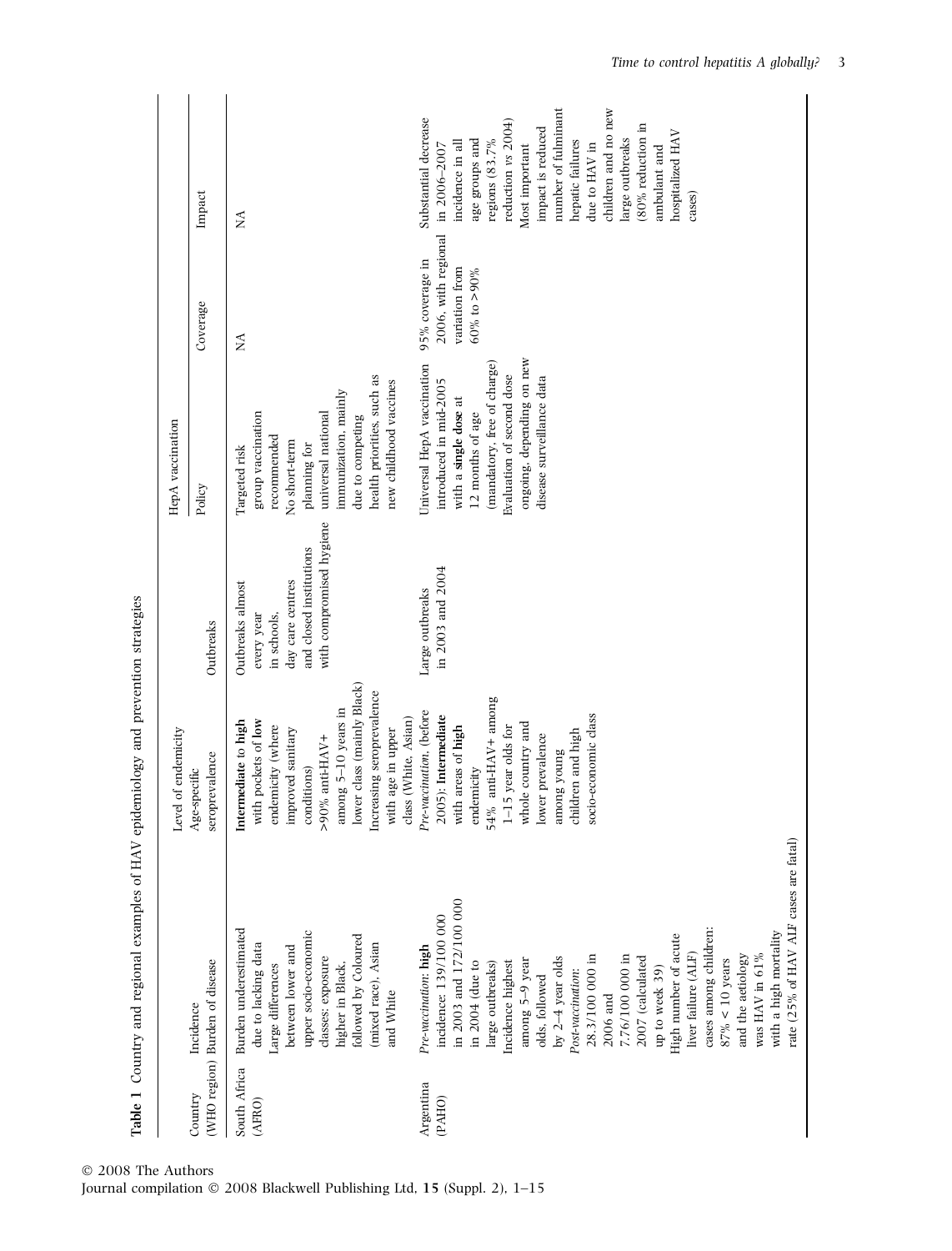**Table 1** Country and regional examples of HAV epidemiology and prevention strategies

| Country (WHO region) | Incidence Burden of disease | Level of endemicity Age-specific seroprevalence | Outbreaks | HepA vaccination Policy | Coverage | Impact |
|---|---|---|---|---|---|---|
| South Africa (AFRO) | Burden underestimated due to lacking data Large differences between lower and upper socio-economic classes: exposure higher in Black, followed by Coloured (mixed race), Asian and White | **Intermediate** to **high** with pockets of **low** endemicity (where improved sanitary conditions) >90% anti-HAV+ among 5–10 years in lower class (mainly Black) Increasing seroprevalence with age in upper class (White, Asian) | Outbreaks almost every year in schools, day care centres and closed institutions with compromised hygiene | Targeted risk group vaccination recommended No short-term planning for universal national immunization, mainly due to competing health priorities, such as new childhood vaccines | NA | NA |
| Argentina (PAHO) | *Pre-vaccination*: **high** incidence: 139/100 000 in 2003 and 172/100 000 in 2004 (due to large outbreaks) Incidence highest among 5–9 year olds, followed by 2–4 year olds *Post-vaccination*: 28.3/100 000 in 2006 and 7.76/100 000 in 2007 (calculated up to week 39) High number of acute liver failure (ALF) cases among children: 87% < 10 years and the aetiology was HAV in 61% with a high mortality rate (25% of HAV ALF cases are fatal) | *Pre-vaccination*, (before 2005): **Intermediate** with areas of **high** endemicity 54% anti-HAV+ among 1–15 year olds for whole country and lower prevalence among young children and high socio-economic class | Large outbreaks in 2003 and 2004 | Universal HepA vaccination introduced in mid-2005 with a **single dose** at 12 months of age (mandatory, free of charge) Evaluation of second dose ongoing, depending on new disease surveillance data | 95% coverage in 2006, with regional variation from 60% to >90% | Substantial decrease in 2006–2007 incidence in all age groups and regions (83.7% reduction vs 2004) Most important impact is reduced number of fulminant hepatic failures due to HAV in children and no new large outbreaks (80% reduction in ambulant and hospitalized HAV cases) |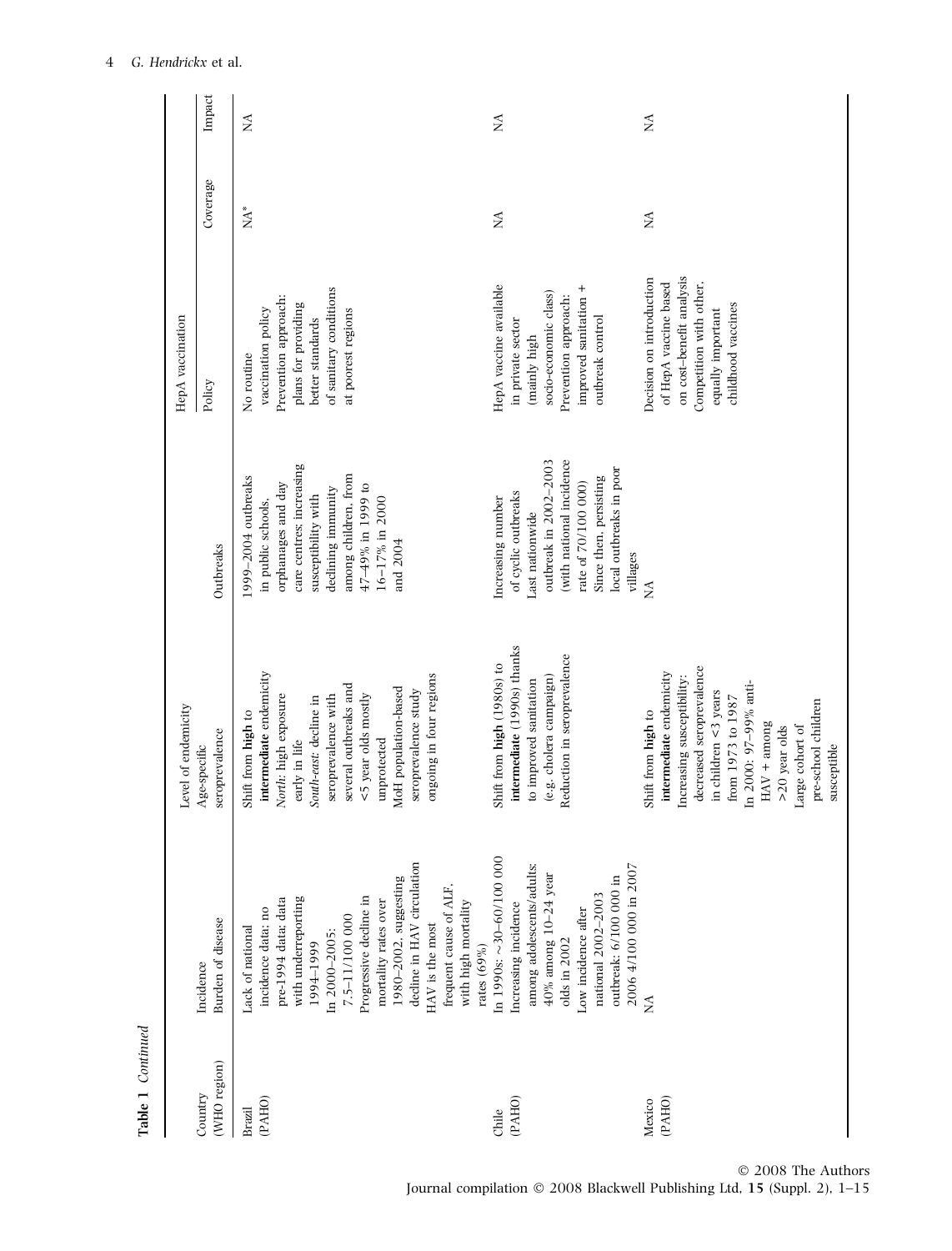**Table 1** *Continued*

| Country (WHO region) | Incidence Burden of disease | Level of endemicity Age-specific seroprevalence | Outbreaks | HepA vaccination Policy | Coverage | Impact |
|---|---|---|---|---|---|---|
| Brazil (PAHO) | Lack of national incidence data; no pre-1994 data; data with underreporting 1994–1999 In 2000–2005: 7.5–11/100 000 Progressive decline in mortality rates over 1980–2002, suggesting decline in HAV circulation HAV is the most frequent cause of ALF, with high mortality rates (69%) | Shift from **high** to **intermediate** endemicity *North:* high exposure early in life *South-east:* decline in seroprevalence with several outbreaks and <5 year olds mostly unprotected MoH population-based seroprevalence study ongoing in four regions | 1999–2004 outbreaks in public schools, orphanages and day care centres; increasing susceptibility with declining immunity among children, from 47–49% in 1999 to 16–17% in 2000 and 2004 | No routine vaccination policy Prevention approach: plans for providing better standards of sanitary conditions at poorest regions | NA* | NA |
| Chile (PAHO) | In 1990s: ~30–60/100 000 Increasing incidence among adolescents/adults: 40% among 10–24 year olds in 2002 Low incidence after national 2002–2003 outbreak: 6/100 000 in 2006 4/100 000 in 2007 | Shift from **high** (1980s) to **intermediate** (1990s) thanks to improved sanitation (e.g. cholera campaign) Reduction in seroprevalence | Increasing number of cyclic outbreaks Last nationwide outbreak in 2002–2003 (with national incidence rate of 70/100 000) Since then, persisting local outbreaks in poor villages | HepA vaccine available in private sector (mainly high socio-economic class) Prevention approach: improved sanitation + outbreak control | NA | NA |
| Mexico (PAHO) | NA | Shift from **high** to **intermediate** endemicity Increasing susceptibility: decreased seroprevalence in children <3 years from 1973 to 1987 In 2000: 97–99% anti-HAV + among >20 year olds Large cohort of pre-school children susceptible | NA | Decision on introduction of HepA vaccine based on cost–benefit analysis Competition with other, equally important childhood vaccines | NA | NA |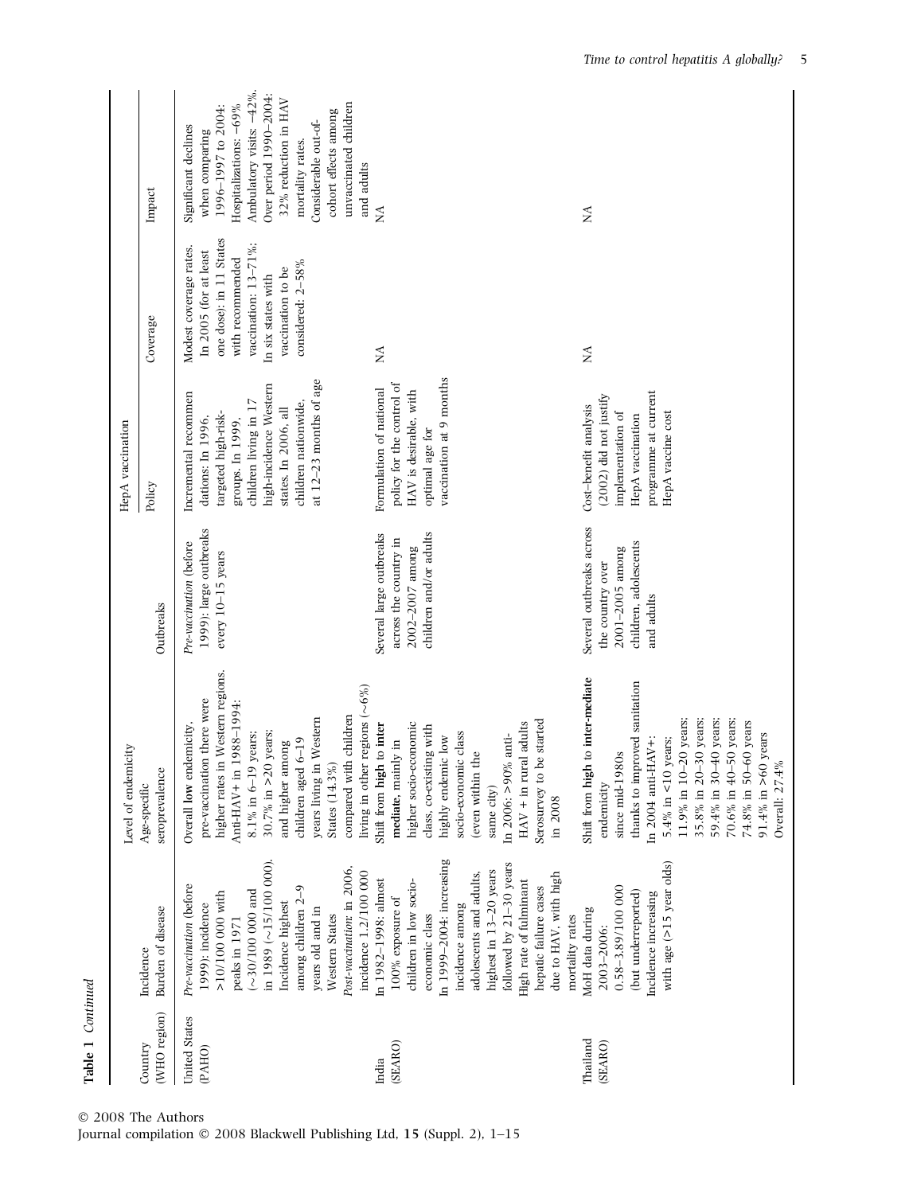**Table 1** *Continued*

| Country (WHO region) | Incidence Burden of disease | Level of endemicity Age-specific seroprevalence | Outbreaks | HepA vaccination Policy | Coverage | Impact |
|---|---|---|---|---|---|---|
| United States (PAHO) | *Pre-vaccination* (before 1999): incidence >10/100 000 with peaks in 1971 (~30/100 000 and in 1989 (~15/100 000). Incidence highest among children 2–9 years old and in Western States *Post-vaccination*: in 2006, incidence 1.2/100 000 | Overall **low** endemicity, pre-vaccination there were higher rates in Western regions. Anti-HAV+ in 1988–1994: 8.1% in 6–19 years; 30.7% in >20 years; and higher among children aged 6–19 years living in Western States (14.3%) compared with children living in other regions (~6%) | *Pre-vaccination* (before 1999): large outbreaks every 10–15 years | Incremental recommendations: In 1996, targeted high-risk-groups. In 1999, children living in 17 high-incidence Western states. In 2006, all children nationwide, at 12–23 months of age | Modest coverage rates. In 2005 (for at least one dose): in 11 States with recommended vaccination: 13–71%; In six states with vaccination to be considered: 2–58% | Significant declines when comparing 1996–1997 to 2004: Hospitalizations: −69% Ambulatory visits: −42%. Over period 1990–2004: 32% reduction in HAV mortality rates. Considerable out-of-cohort effects among unvaccinated children and adults |
| India (SEARO) | In 1982–1998: almost 100% exposure of children in low socio-economic class In 1999–2004: increasing incidence among adolescents and adults, highest in 13–20 years followed by 21–30 years High rate of fulminant hepatic failure cases due to HAV, with high mortality rates | Shift from **high** to **inter mediate**, mainly in higher socio-economic class, co-existing with highly endemic low socio-economic class (even within the same city) In 2006: >90% anti-HAV + in rural adults Serosurvey to be started in 2008 | Several large outbreaks across the country in 2002–2007 among children and/or adults | Formulation of national policy for the control of HAV is desirable, with optimal age for vaccination at 9 months | NA | NA |
| Thailand (SEARO) | MoH data during 2003–2006: 0.58–3.89/100 000 (but underreported) Incidence increasing with age (>15 year olds) | Shift from **high** to **inter-mediate** endemicity since mid-1980s thanks to improved sanitation In 2004 anti-HAV+: 5.4% in <10 years; 11.9% in 10–20 years; 35.8% in 20–30 years; 59.4% in 30–40 years; 70.6% in 40–50 years; 74.8% in 50–60 years 91.4% in >60 years Overall: 27.4% | Several outbreaks across the country over 2001–2005 among children, adolescents and adults | Cost–benefit analysis (2002) did not justify implementation of HepA vaccination programme at current HepA vaccine cost | NA | NA |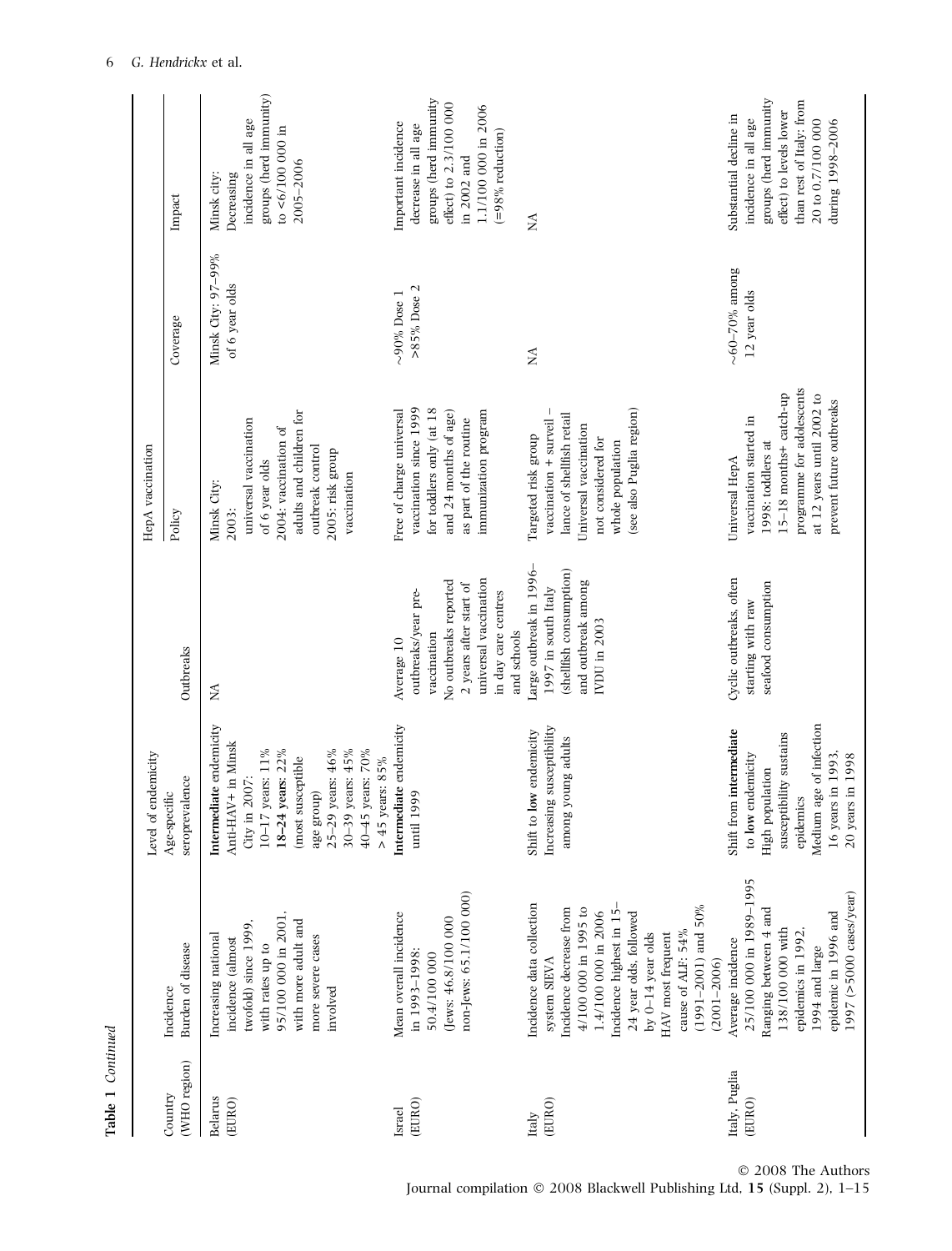**Table 1** *Continued*

| Country (WHO region) | Incidence Burden of disease | Level of endemicity Age-specific seroprevalence | Outbreaks | HepA vaccination Policy | Coverage | Impact |
|---|---|---|---|---|---|---|
| Belarus (EURO) | Increasing national incidence (almost twofold) since 1999, with rates up to 95/100 000 in 2001, with more adult and more severe cases involved | **Intermediate** endemicity Anti-HAV+ in Minsk City in 2007: 10–17 years: 11% **18–24 years: 22%** (most susceptible age group) 25–29 years: 46% 30–39 years: 45% 40–45 years: 70% > 45 years: 85% | NA | Minsk City: 2003: universal vaccination of 6 year olds 2004: vaccination of adults and children for outbreak control 2005: risk group vaccination | Minsk City: 97–99% of 6 year olds | Minsk city: Decreasing incidence in all age groups (herd immunity) to <6/100 000 in 2005–2006 |
| Israel (EURO) | Mean overall incidence in 1993–1998: 50.4/100 000 (Jews: 46.8/100 000 non-Jews: 65.1/100 000) | **Intermediate** endemicity until 1999 | Average 10 outbreaks/year pre-vaccination No outbreaks reported 2 years after start of universal vaccination in day care centres and schools | Free of charge universal vaccination since 1999 for toddlers only (at 18 and 24 months of age) as part of the routine immunization program | ~90% Dose 1 >85% Dose 2 | Important incidence decrease in all age groups (herd immunity effect) to 2.3/100 000 in 2002 and 1.1/100 000 in 2006 (=98% reduction) |
| Italy (EURO) | Incidence data collection system SIEVA Incidence decrease from 4/100 000 in 1995 to 1.4/100 000 in 2006 Incidence highest in 15–24 year olds, followed by 0–14 year olds HAV most frequent cause of ALF: 54% (1991–2001) and 50% (2001–2006) | Shift to **low** endemicity Increasing susceptibility among young adults | Large outbreak in 1996–1997 in south Italy (shellfish consumption) and outbreak among IVDU in 2003 | Targeted risk group vaccination + surveillance of shellfish retail Universal vaccination not considered for whole population (see also Puglia region) | NA | NA |
| Italy, Puglia (EURO) | Average incidence 25/100 000 in 1989–1995 Ranging between 4 and 138/100 000 with epidemics in 1992, 1994 and large epidemic in 1996 and 1997 (>5000 cases/year) | Shift from **intermediate** to **low** endemicity High population susceptibility sustains epidemics Medium age of infection 16 years in 1993, 20 years in 1998 | Cyclic outbreaks, often starting with raw seafood consumption | Universal HepA vaccination started in 1998: toddlers at 15–18 months+ catch-up programme for adolescents at 12 years until 2002 to prevent future outbreaks | ~60–70% among 12 year olds | Substantial decline in incidence in all age groups (herd immunity effect) to levels lower than rest of Italy: from 20 to 0.7/100 000 during 1998–2006 |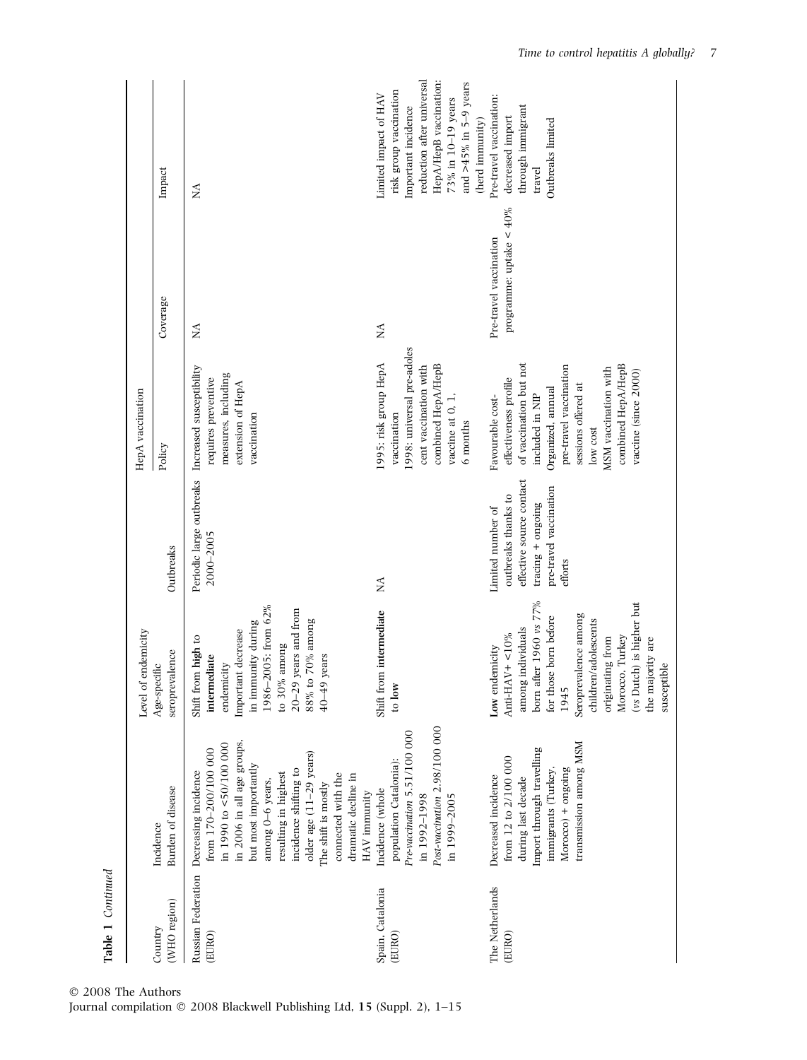**Table 1** *Continued*

| Country (WHO region) | Incidence Burden of disease | Level of endemicity Age-specific seroprevalence | Outbreaks | HepA vaccination Policy | Coverage | Impact |
|---|---|---|---|---|---|---|
| Russian Federation (EURO) | Decreasing incidence from 170–200/100 000 in 1990 to <50/100 000 in 2006 in all age groups, but most importantly among 0–6 years, resulting in highest incidence shifting to older age (11–29 years) The shift is mostly connected with the dramatic decline in HAV immunity | Shift from **high** to **intermediate** endemicity Important decrease in immunity during 1986–2005: from 62% to 30% among 20–29 years and from 88% to 70% among 40–49 years | Periodic large outbreaks 2000–2005 | Increased susceptibility requires preventive measures, including extension of HepA vaccination | NA | NA |
| Spain, Catalonia (EURO) | Incidence (whole population Catalonia): *Pre-vaccination* 5.51/100 000 in 1992–1998 *Post-vaccination* 2.98/100 000 in 1999–2005 | Shift from **intermediate** to **low** | NA | 1995: risk group HepA vaccination 1998: universal pre-adolescent vaccination with combined HepA/HepB vaccine at 0, 1, 6 months | NA | Limited impact of HAV risk group vaccination Important incidence reduction after universal HepA/HepB vaccination: 73% in 10–19 years and >45% in 5–9 years (herd immunity) |
| The Netherlands (EURO) | Decreased incidence from 12 to 2/100 000 during last decade Import through travelling immigrants (Turkey, Morocco) + ongoing transmission among MSM | **Low** endemicity Anti-HAV+ <10% among individuals born after 1960 *vs* 77% for those born before 1945 Seroprevalence among children/adolescents originating from Morocco, Turkey (*vs* Dutch) is higher but the majority are susceptible | Limited number of outbreaks thanks to effective source contact tracing + ongoing pre-travel vaccination efforts | Favourable cost-effectiveness profile of vaccination but not included in NIP Organized, annual pre-travel vaccination sessions offered at low cost MSM vaccination with combined HepA/HepB vaccine (since 2000) | Pre-travel vaccination programme: uptake < 40% | Pre-travel vaccination: decreased import through immigrant travel Outbreaks limited |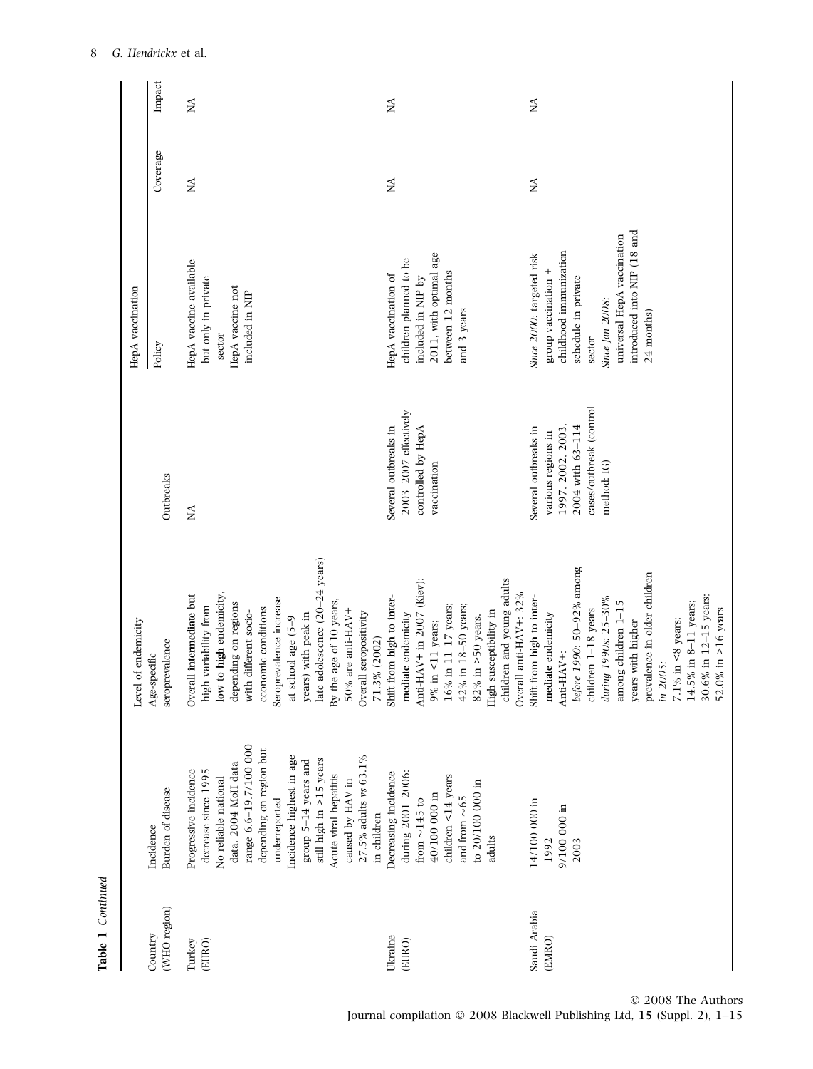**Table 1** *Continued*

| Country (WHO region) | Incidence Burden of disease | Level of endemicity Age-specific seroprevalence | Outbreaks | HepA vaccination Policy | Coverage | Impact |
|---|---|---|---|---|---|---|
| Turkey (EURO) | Progressive incidence decrease since 1995 No reliable national data. 2004 MoH data range 6.6–19.7/100 000 depending on region but underreported Incidence highest in age group 5–14 years and still high in >15 years Acute viral hepatitis caused by HAV in 27.5% adults *vs* 63.1% in children | Overall **intermediate** but high variability from **low** to **high** endemicity, depending on regions with different socio-economic conditions Seroprevalence increase at school age (5–9 years) with peak in late adolescence (20–24 years) By the age of 10 years, 50% are anti-HAV+ Overall seropositivity 71.3% (2002) | NA | HepA vaccine available but only in private sector HepA vaccine not included in NIP | NA | NA |
| Ukraine (EURO) | Decreasing incidence during 2001–2006: from ~145 to 40/100 000 in children <14 years and from ~65 to 20/100 000 in adults | Shift from **high** to **intermediate** endemicity Anti-HAV+ in 2007 (Kiev): 9% in <11 years; 16% in 11–17 years; 42% in 18–50 years; 82% in >50 years. High susceptibility in children and young adults Overall anti-HAV+: 32% | Several outbreaks in 2003–2007 effectively controlled by HepA vaccination | HepA vaccination of children planned to be included in NIP by 2011, with optimal age between 12 months and 3 years | NA | NA |
| Saudi Arabia (EMRO) | 14/100 000 in 1992 9/100 000 in 2003 | Shift from **high** to **intermediate** endemicity Anti-HAV+: *before 1990*: 50–92% among children 1–18 years *during 1990s*: 25–30% among children 1–15 years with higher prevalence in older children *in 2005*: 7.1% in <8 years; 14.5% in 8–11 years; 30.6% in 12–15 years; 52.0% in >16 years | Several outbreaks in various regions in 1997, 2002, 2003, 2004 with 63–114 cases/outbreak (control method: IG) | *Since 2000*: targeted risk group vaccination + childhood immunization schedule in private sector *Since Jan 2008*: universal HepA vaccination introduced into NIP (18 and 24 months) | NA | NA |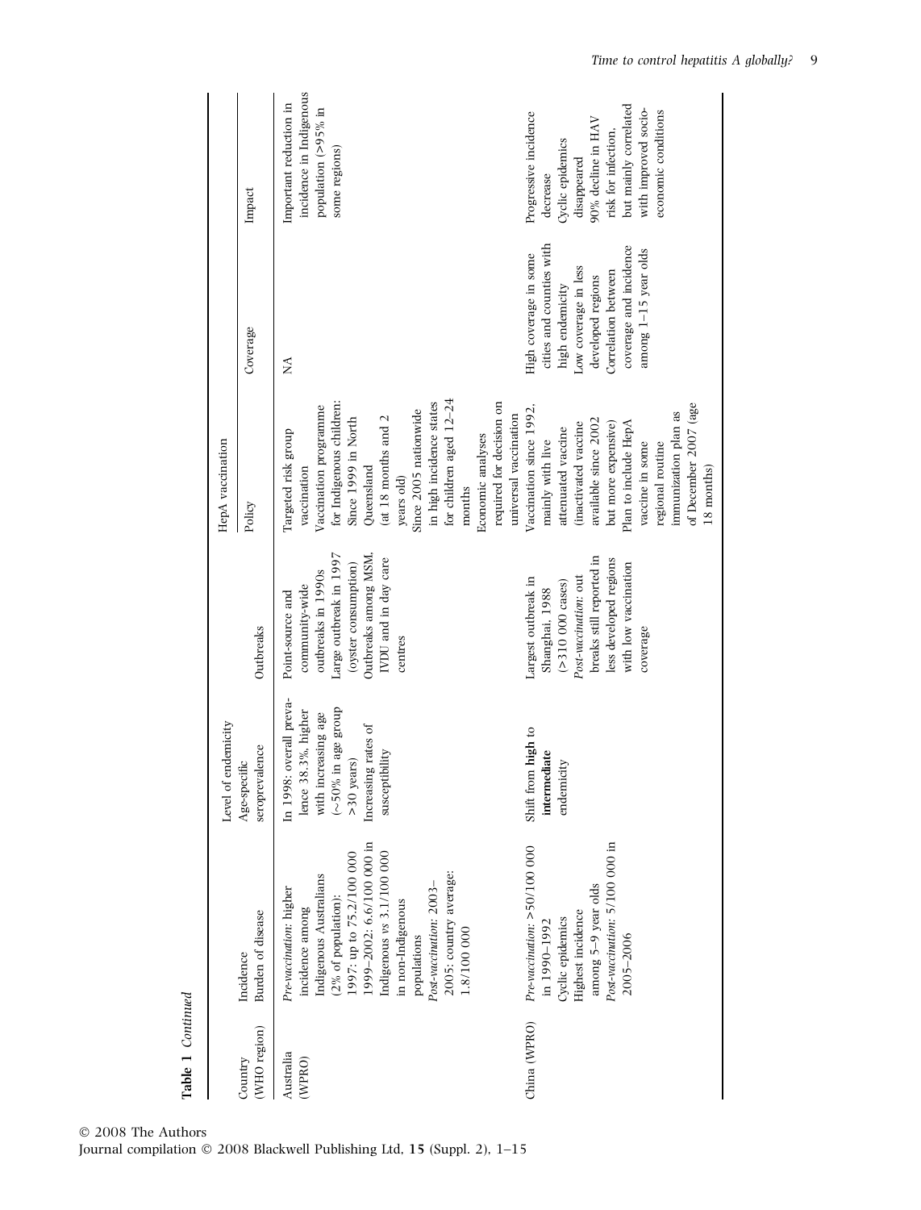**Table 1** *Continued*

| Country (WHO region) | Incidence | Level of endemicity | Outbreaks | HepA vaccination | | |
|---|---|---|---|---|---|---|
| | Burden of disease | Age-specific seroprevalence | | Policy | Coverage | Impact |
| Australia (WPRO) | *Pre-vaccination*: higher incidence among Indigenous Australians (2% of population): 1997: up to 75.2/100 000 1999–2002: 6.6/100 000 in Indigenous *vs* 3.1/100 000 in non-Indigenous populations *Post-vaccination*: 2003–2005: country average: 1.8/100 000 | In 1998: overall prevalence 38.3%, higher with increasing age (~50% in age group >30 years) Increasing rates of susceptibility | Point-source and community-wide outbreaks in 1990s Large outbreak in 1997 (oyster consumption) Outbreaks among MSM, IVDU and in day care centres | Targeted risk group vaccination Vaccination programme for Indigenous children: Since 1999 in North Queensland (at 18 months and 2 years old) Since 2005 nationwide in high incidence states for children aged 12–24 months Economic analyses required for decision on universal vaccination | NA | Important reduction in incidence in Indigenous population (>95% in some regions) |
| China (WPRO) | *Pre-vaccination*: >50/100 000 in 1990–1992 Cyclic epidemics Highest incidence among 5–9 year olds *Post-vaccination*: 5/100 000 in 2005–2006 | Shift from **high** to **intermediate** endemicity | Largest outbreak in Shanghai, 1988 (>310 000 cases) *Post-vaccination*: out breaks still reported in less developed regions with low vaccination coverage | Vaccination since 1992, mainly with live attenuated vaccine (inactivated vaccine available since 2002 but more expensive) Plan to include HepA vaccine in some regional routine immunization plan as of December 2007 (age 18 months) | High coverage in some cities and counties with high endemicity Low coverage in less developed regions Correlation between coverage and incidence among 1–15 year olds | Progressive incidence decrease Cyclic epidemics disappeared 90% decline in HAV risk for infection, but mainly correlated with improved socio-economic conditions |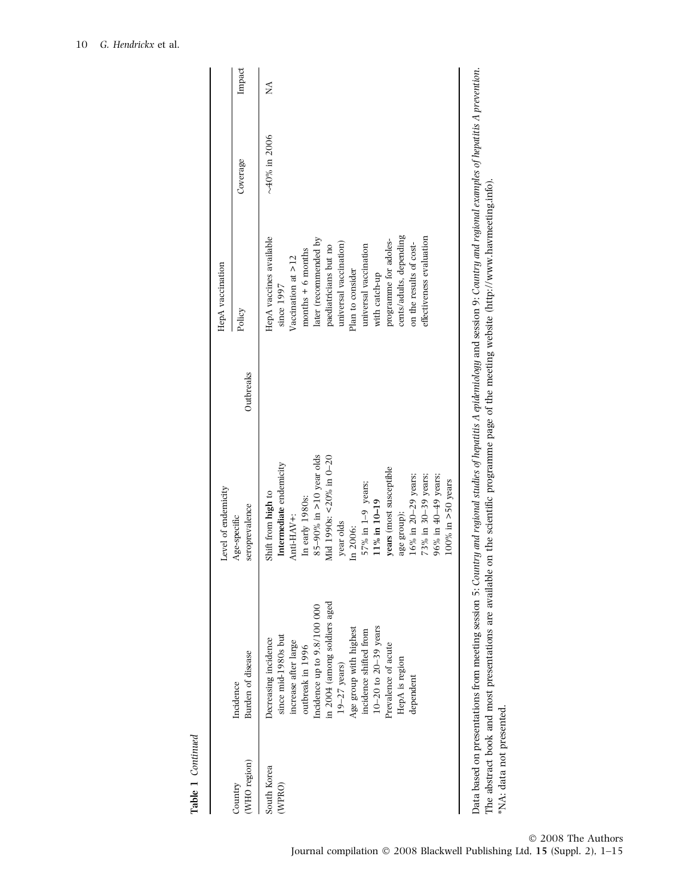**Table 1** *Continued*

| Country (WHO region) | Incidence Burden of disease | Level of endemicity Age-specific seroprevalence | Outbreaks | HepA vaccination Policy | Coverage | Impact |
|---|---|---|---|---|---|---|
| South Korea (WPRO) | Decreasing incidence since mid-1980s but increase after large outbreak in 1996<br>Incidence up to 9.8/100 000 in 2004 (among soldiers aged 19–27 years)<br>Age group with highest incidence shifted from 10–20 to 20–39 years<br>Prevalence of acute HepA is region dependent | Shift from **high** to **Intermediate** endemicity<br>Anti-HAV+:<br>In early 1980s:<br>85–90% in >10 year olds<br>Mid 1990s: <20% in 0–20 year olds<br>In 2006:<br>57% in 1–9 years;<br>**11% in 10–19 years** (most susceptible age group);<br>16% in 20–29 years;<br>73% in 30–39 years;<br>96% in 40–49 years;<br>100% in >50 years | | HepA vaccines available since 1997<br>Vaccination at >12 months + 6 months later (recommended by paediatricians but no universal vaccination)<br>Plan to consider universal vaccination with catch-up programme for adolescents/adults, depending on the results of cost-effectiveness evaluation | ~40% in 2006 | NA |

Data based on presentations from meeting session 5: *Country and regional studies of hepatitis A epidemiology* and session 9: *Country and regional examples of hepatitis A prevention.* The abstract book and most presentations are available on the scientific programme page of the meeting website (http://www.havmeeting.info).

*NA: data not presented.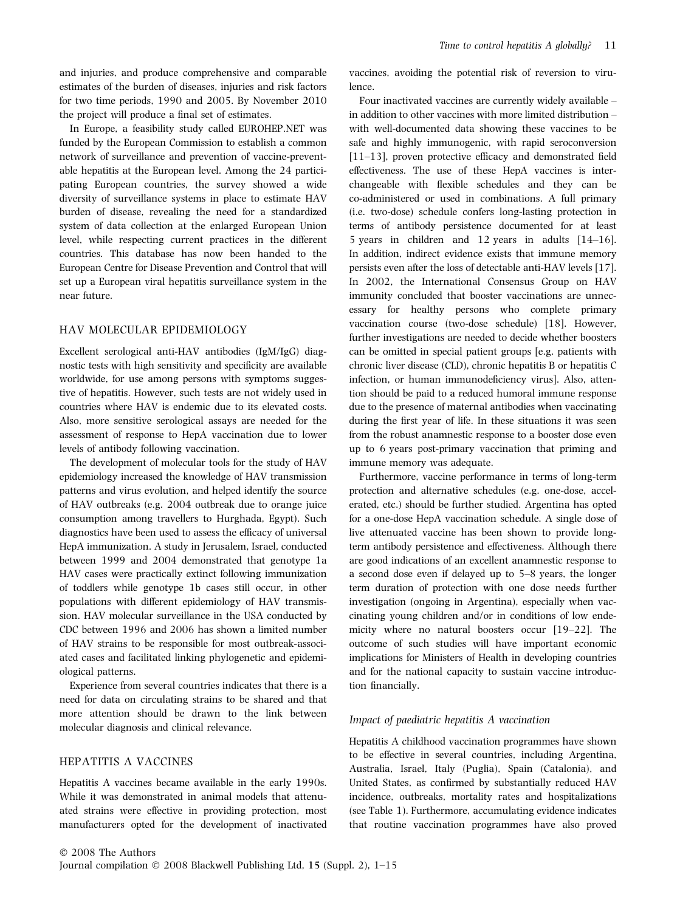and injuries, and produce comprehensive and comparable estimates of the burden of diseases, injuries and risk factors for two time periods, 1990 and 2005. By November 2010 the project will produce a final set of estimates.

In Europe, a feasibility study called EUROHEP.NET was funded by the European Commission to establish a common network of surveillance and prevention of vaccine-preventable hepatitis at the European level. Among the 24 participating European countries, the survey showed a wide diversity of surveillance systems in place to estimate HAV burden of disease, revealing the need for a standardized system of data collection at the enlarged European Union level, while respecting current practices in the different countries. This database has now been handed to the European Centre for Disease Prevention and Control that will set up a European viral hepatitis surveillance system in the near future.

## HAV MOLECULAR EPIDEMIOLOGY

Excellent serological anti-HAV antibodies (IgM/IgG) diagnostic tests with high sensitivity and specificity are available worldwide, for use among persons with symptoms suggestive of hepatitis. However, such tests are not widely used in countries where HAV is endemic due to its elevated costs. Also, more sensitive serological assays are needed for the assessment of response to HepA vaccination due to lower levels of antibody following vaccination.

The development of molecular tools for the study of HAV epidemiology increased the knowledge of HAV transmission patterns and virus evolution, and helped identify the source of HAV outbreaks (e.g. 2004 outbreak due to orange juice consumption among travellers to Hurghada, Egypt). Such diagnostics have been used to assess the efficacy of universal HepA immunization. A study in Jerusalem, Israel, conducted between 1999 and 2004 demonstrated that genotype 1a HAV cases were practically extinct following immunization of toddlers while genotype 1b cases still occur, in other populations with different epidemiology of HAV transmission. HAV molecular surveillance in the USA conducted by CDC between 1996 and 2006 has shown a limited number of HAV strains to be responsible for most outbreak-associated cases and facilitated linking phylogenetic and epidemiological patterns.

Experience from several countries indicates that there is a need for data on circulating strains to be shared and that more attention should be drawn to the link between molecular diagnosis and clinical relevance.

## HEPATITIS A VACCINES

Hepatitis A vaccines became available in the early 1990s. While it was demonstrated in animal models that attenuated strains were effective in providing protection, most manufacturers opted for the development of inactivated vaccines, avoiding the potential risk of reversion to virulence.

Four inactivated vaccines are currently widely available – in addition to other vaccines with more limited distribution – with well-documented data showing these vaccines to be safe and highly immunogenic, with rapid seroconversion [11–13], proven protective efficacy and demonstrated field effectiveness. The use of these HepA vaccines is interchangeable with flexible schedules and they can be co-administered or used in combinations. A full primary (i.e. two-dose) schedule confers long-lasting protection in terms of antibody persistence documented for at least 5 years in children and 12 years in adults [14–16]. In addition, indirect evidence exists that immune memory persists even after the loss of detectable anti-HAV levels [17]. In 2002, the International Consensus Group on HAV immunity concluded that booster vaccinations are unnecessary for healthy persons who complete primary vaccination course (two-dose schedule) [18]. However, further investigations are needed to decide whether boosters can be omitted in special patient groups [e.g. patients with chronic liver disease (CLD), chronic hepatitis B or hepatitis C infection, or human immunodeficiency virus]. Also, attention should be paid to a reduced humoral immune response due to the presence of maternal antibodies when vaccinating during the first year of life. In these situations it was seen from the robust anamnestic response to a booster dose even up to 6 years post-primary vaccination that priming and immune memory was adequate.

Furthermore, vaccine performance in terms of long-term protection and alternative schedules (e.g. one-dose, accelerated, etc.) should be further studied. Argentina has opted for a one-dose HepA vaccination schedule. A single dose of live attenuated vaccine has been shown to provide long-term antibody persistence and effectiveness. Although there are good indications of an excellent anamnestic response to a second dose even if delayed up to 5–8 years, the longer term duration of protection with one dose needs further investigation (ongoing in Argentina), especially when vaccinating young children and/or in conditions of low endemicity where no natural boosters occur [19–22]. The outcome of such studies will have important economic implications for Ministers of Health in developing countries and for the national capacity to sustain vaccine introduction financially.

### *Impact of paediatric hepatitis A vaccination*

Hepatitis A childhood vaccination programmes have shown to be effective in several countries, including Argentina, Australia, Israel, Italy (Puglia), Spain (Catalonia), and United States, as confirmed by substantially reduced HAV incidence, outbreaks, mortality rates and hospitalizations (see Table 1). Furthermore, accumulating evidence indicates that routine vaccination programmes have also proved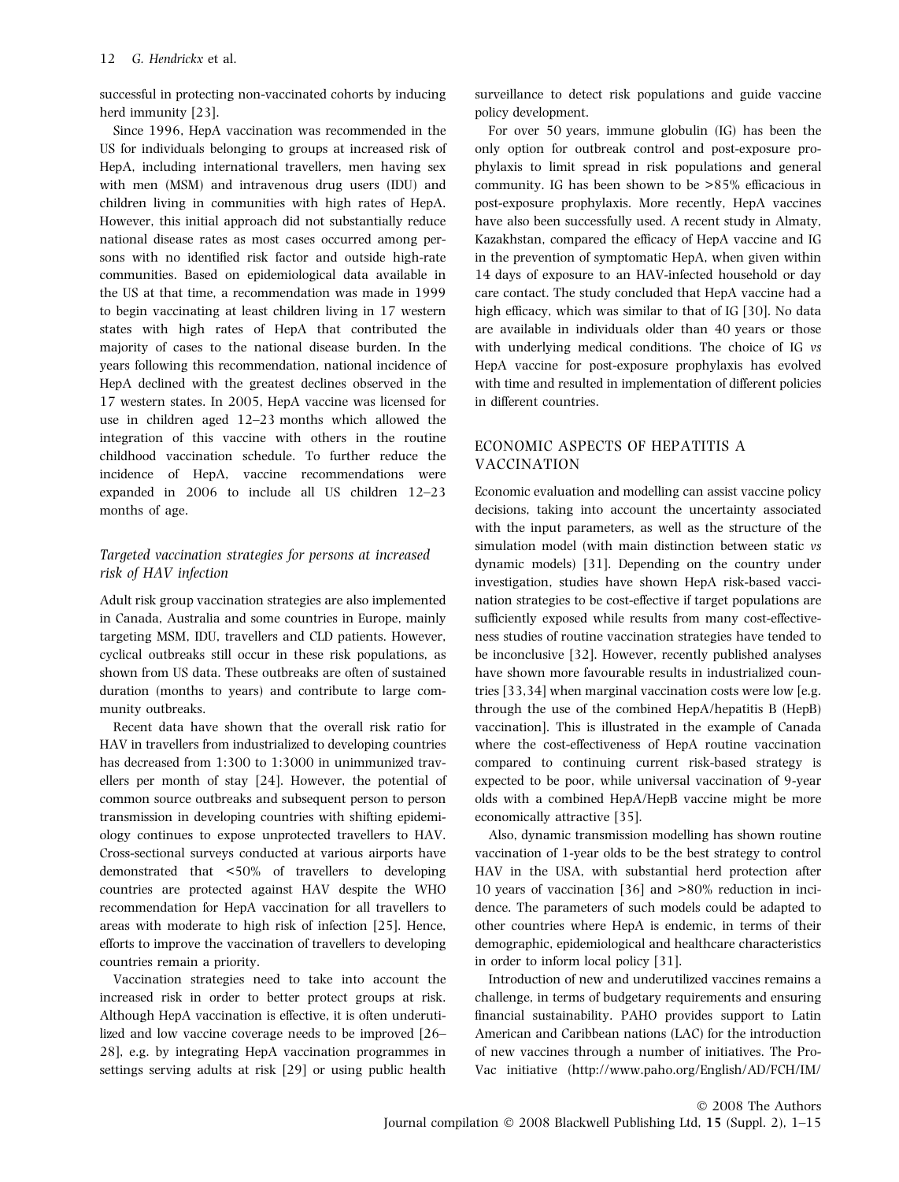successful in protecting non-vaccinated cohorts by inducing herd immunity [23].

Since 1996, HepA vaccination was recommended in the US for individuals belonging to groups at increased risk of HepA, including international travellers, men having sex with men (MSM) and intravenous drug users (IDU) and children living in communities with high rates of HepA. However, this initial approach did not substantially reduce national disease rates as most cases occurred among persons with no identified risk factor and outside high-rate communities. Based on epidemiological data available in the US at that time, a recommendation was made in 1999 to begin vaccinating at least children living in 17 western states with high rates of HepA that contributed the majority of cases to the national disease burden. In the years following this recommendation, national incidence of HepA declined with the greatest declines observed in the 17 western states. In 2005, HepA vaccine was licensed for use in children aged 12–23 months which allowed the integration of this vaccine with others in the routine childhood vaccination schedule. To further reduce the incidence of HepA, vaccine recommendations were expanded in 2006 to include all US children 12–23 months of age.

### *Targeted vaccination strategies for persons at increased risk of HAV infection*

Adult risk group vaccination strategies are also implemented in Canada, Australia and some countries in Europe, mainly targeting MSM, IDU, travellers and CLD patients. However, cyclical outbreaks still occur in these risk populations, as shown from US data. These outbreaks are often of sustained duration (months to years) and contribute to large community outbreaks.

Recent data have shown that the overall risk ratio for HAV in travellers from industrialized to developing countries has decreased from 1:300 to 1:3000 in unimmunized travellers per month of stay [24]. However, the potential of common source outbreaks and subsequent person to person transmission in developing countries with shifting epidemiology continues to expose unprotected travellers to HAV. Cross-sectional surveys conducted at various airports have demonstrated that <50% of travellers to developing countries are protected against HAV despite the WHO recommendation for HepA vaccination for all travellers to areas with moderate to high risk of infection [25]. Hence, efforts to improve the vaccination of travellers to developing countries remain a priority.

Vaccination strategies need to take into account the increased risk in order to better protect groups at risk. Although HepA vaccination is effective, it is often underutilized and low vaccine coverage needs to be improved [26–28], e.g. by integrating HepA vaccination programmes in settings serving adults at risk [29] or using public health surveillance to detect risk populations and guide vaccine policy development.

For over 50 years, immune globulin (IG) has been the only option for outbreak control and post-exposure prophylaxis to limit spread in risk populations and general community. IG has been shown to be >85% efficacious in post-exposure prophylaxis. More recently, HepA vaccines have also been successfully used. A recent study in Almaty, Kazakhstan, compared the efficacy of HepA vaccine and IG in the prevention of symptomatic HepA, when given within 14 days of exposure to an HAV-infected household or day care contact. The study concluded that HepA vaccine had a high efficacy, which was similar to that of IG [30]. No data are available in individuals older than 40 years or those with underlying medical conditions. The choice of IG *vs* HepA vaccine for post-exposure prophylaxis has evolved with time and resulted in implementation of different policies in different countries.

## ECONOMIC ASPECTS OF HEPATITIS A VACCINATION

Economic evaluation and modelling can assist vaccine policy decisions, taking into account the uncertainty associated with the input parameters, as well as the structure of the simulation model (with main distinction between static *vs* dynamic models) [31]. Depending on the country under investigation, studies have shown HepA risk-based vaccination strategies to be cost-effective if target populations are sufficiently exposed while results from many cost-effectiveness studies of routine vaccination strategies have tended to be inconclusive [32]. However, recently published analyses have shown more favourable results in industrialized countries [33,34] when marginal vaccination costs were low [e.g. through the use of the combined HepA/hepatitis B (HepB) vaccination]. This is illustrated in the example of Canada where the cost-effectiveness of HepA routine vaccination compared to continuing current risk-based strategy is expected to be poor, while universal vaccination of 9-year olds with a combined HepA/HepB vaccine might be more economically attractive [35].

Also, dynamic transmission modelling has shown routine vaccination of 1-year olds to be the best strategy to control HAV in the USA, with substantial herd protection after 10 years of vaccination [36] and >80% reduction in incidence. The parameters of such models could be adapted to other countries where HepA is endemic, in terms of their demographic, epidemiological and healthcare characteristics in order to inform local policy [31].

Introduction of new and underutilized vaccines remains a challenge, in terms of budgetary requirements and ensuring financial sustainability. PAHO provides support to Latin American and Caribbean nations (LAC) for the introduction of new vaccines through a number of initiatives. The Pro-Vac initiative (http://www.paho.org/English/AD/FCH/IM/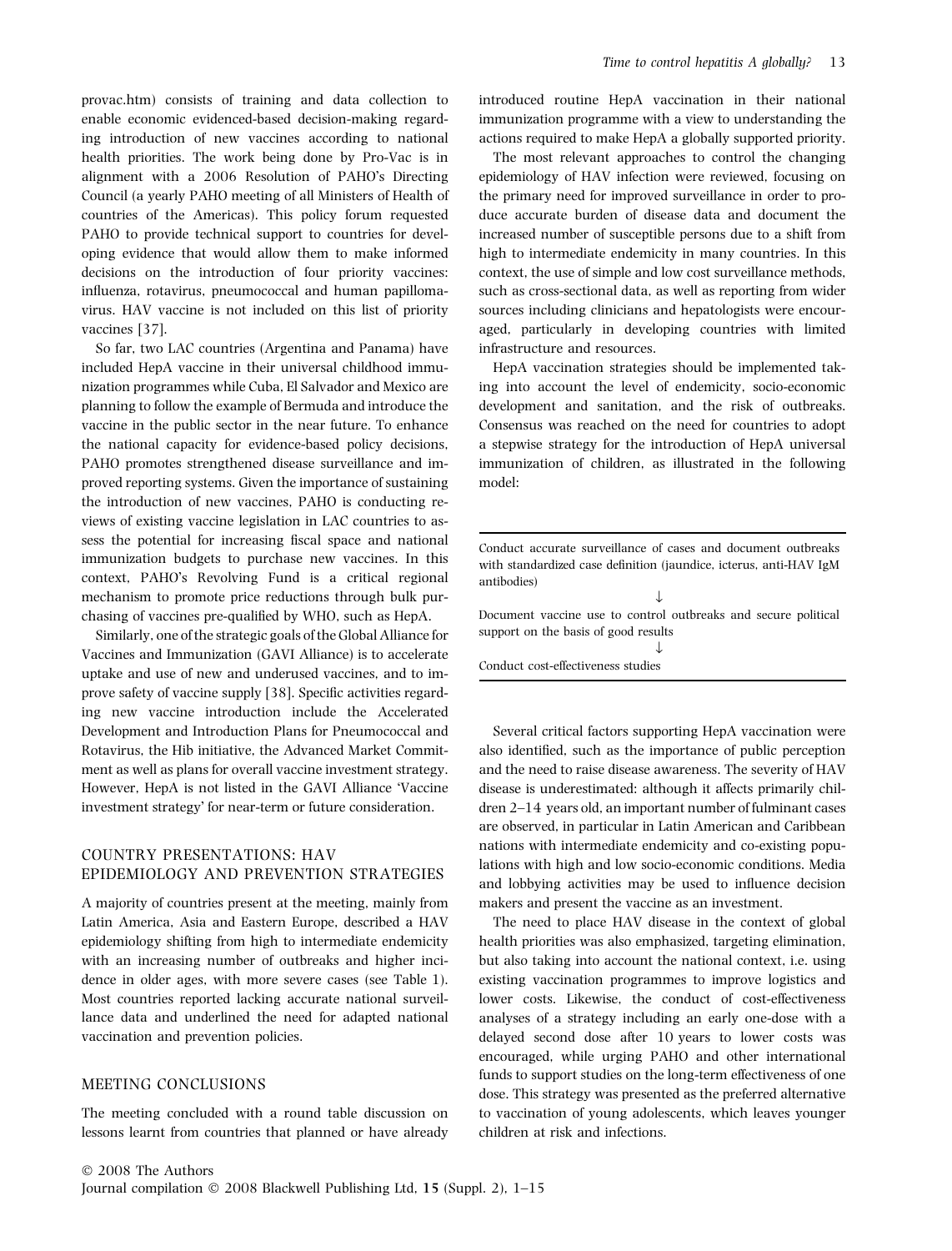provac.htm) consists of training and data collection to enable economic evidenced-based decision-making regarding introduction of new vaccines according to national health priorities. The work being done by Pro-Vac is in alignment with a 2006 Resolution of PAHO's Directing Council (a yearly PAHO meeting of all Ministers of Health of countries of the Americas). This policy forum requested PAHO to provide technical support to countries for developing evidence that would allow them to make informed decisions on the introduction of four priority vaccines: influenza, rotavirus, pneumococcal and human papillomavirus. HAV vaccine is not included on this list of priority vaccines [37].

So far, two LAC countries (Argentina and Panama) have included HepA vaccine in their universal childhood immunization programmes while Cuba, El Salvador and Mexico are planning to follow the example of Bermuda and introduce the vaccine in the public sector in the near future. To enhance the national capacity for evidence-based policy decisions, PAHO promotes strengthened disease surveillance and improved reporting systems. Given the importance of sustaining the introduction of new vaccines, PAHO is conducting reviews of existing vaccine legislation in LAC countries to assess the potential for increasing fiscal space and national immunization budgets to purchase new vaccines. In this context, PAHO's Revolving Fund is a critical regional mechanism to promote price reductions through bulk purchasing of vaccines pre-qualified by WHO, such as HepA.

Similarly, one of the strategic goals of the Global Alliance for Vaccines and Immunization (GAVI Alliance) is to accelerate uptake and use of new and underused vaccines, and to improve safety of vaccine supply [38]. Specific activities regarding new vaccine introduction include the Accelerated Development and Introduction Plans for Pneumococcal and Rotavirus, the Hib initiative, the Advanced Market Commitment as well as plans for overall vaccine investment strategy. However, HepA is not listed in the GAVI Alliance 'Vaccine investment strategy' for near-term or future consideration.

## COUNTRY PRESENTATIONS: HAV EPIDEMIOLOGY AND PREVENTION STRATEGIES

A majority of countries present at the meeting, mainly from Latin America, Asia and Eastern Europe, described a HAV epidemiology shifting from high to intermediate endemicity with an increasing number of outbreaks and higher incidence in older ages, with more severe cases (see Table 1). Most countries reported lacking accurate national surveillance data and underlined the need for adapted national vaccination and prevention policies.

## MEETING CONCLUSIONS

The meeting concluded with a round table discussion on lessons learnt from countries that planned or have already introduced routine HepA vaccination in their national immunization programme with a view to understanding the actions required to make HepA a globally supported priority.

The most relevant approaches to control the changing epidemiology of HAV infection were reviewed, focusing on the primary need for improved surveillance in order to produce accurate burden of disease data and document the increased number of susceptible persons due to a shift from high to intermediate endemicity in many countries. In this context, the use of simple and low cost surveillance methods, such as cross-sectional data, as well as reporting from wider sources including clinicians and hepatologists were encouraged, particularly in developing countries with limited infrastructure and resources.

HepA vaccination strategies should be implemented taking into account the level of endemicity, socio-economic development and sanitation, and the risk of outbreaks. Consensus was reached on the need for countries to adopt a stepwise strategy for the introduction of HepA universal immunization of children, as illustrated in the following model:

Conduct accurate surveillance of cases and document outbreaks with standardized case definition (jaundice, icterus, anti-HAV IgM antibodies)

↓

Document vaccine use to control outbreaks and secure political support on the basis of good results

↓

Conduct cost-effectiveness studies

Several critical factors supporting HepA vaccination were also identified, such as the importance of public perception and the need to raise disease awareness. The severity of HAV disease is underestimated: although it affects primarily children 2–14 years old, an important number of fulminant cases are observed, in particular in Latin American and Caribbean nations with intermediate endemicity and co-existing populations with high and low socio-economic conditions. Media and lobbying activities may be used to influence decision makers and present the vaccine as an investment.

The need to place HAV disease in the context of global health priorities was also emphasized, targeting elimination, but also taking into account the national context, i.e. using existing vaccination programmes to improve logistics and lower costs. Likewise, the conduct of cost-effectiveness analyses of a strategy including an early one-dose with a delayed second dose after 10 years to lower costs was encouraged, while urging PAHO and other international funds to support studies on the long-term effectiveness of one dose. This strategy was presented as the preferred alternative to vaccination of young adolescents, which leaves younger children at risk and infections.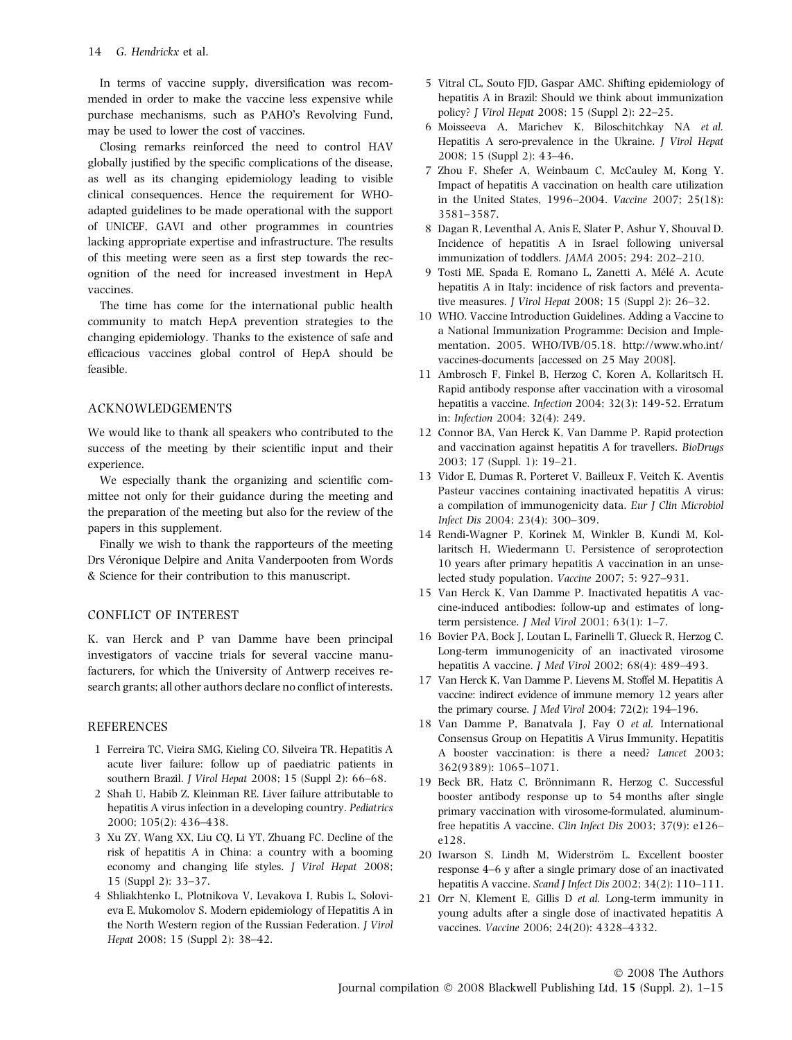In terms of vaccine supply, diversification was recommended in order to make the vaccine less expensive while purchase mechanisms, such as PAHO's Revolving Fund, may be used to lower the cost of vaccines.

Closing remarks reinforced the need to control HAV globally justified by the specific complications of the disease, as well as its changing epidemiology leading to visible clinical consequences. Hence the requirement for WHO-adapted guidelines to be made operational with the support of UNICEF, GAVI and other programmes in countries lacking appropriate expertise and infrastructure. The results of this meeting were seen as a first step towards the recognition of the need for increased investment in HepA vaccines.

The time has come for the international public health community to match HepA prevention strategies to the changing epidemiology. Thanks to the existence of safe and efficacious vaccines global control of HepA should be feasible.

## ACKNOWLEDGEMENTS

We would like to thank all speakers who contributed to the success of the meeting by their scientific input and their experience.

We especially thank the organizing and scientific committee not only for their guidance during the meeting and the preparation of the meeting but also for the review of the papers in this supplement.

Finally we wish to thank the rapporteurs of the meeting Drs Véronique Delpire and Anita Vanderpooten from Words & Science for their contribution to this manuscript.

## CONFLICT OF INTEREST

K. van Herck and P van Damme have been principal investigators of vaccine trials for several vaccine manufacturers, for which the University of Antwerp receives research grants; all other authors declare no conflict of interests.

## REFERENCES

1 Ferreira TC, Vieira SMG, Kieling CO, Silveira TR. Hepatitis A acute liver failure: follow up of paediatric patients in southern Brazil. *J Virol Hepat* 2008; 15 (Suppl 2): 66–68.

2 Shah U, Habib Z, Kleinman RE. Liver failure attributable to hepatitis A virus infection in a developing country. *Pediatrics* 2000; 105(2): 436–438.

3 Xu ZY, Wang XX, Liu CQ, Li YT, Zhuang FC. Decline of the risk of hepatitis A in China: a country with a booming economy and changing life styles. *J Virol Hepat* 2008; 15 (Suppl 2): 33–37.

4 Shliakhtenko L, Plotnikova V, Levakova I, Rubis L, Solovieva E, Mukomolov S. Modern epidemiology of Hepatitis A in the North Western region of the Russian Federation. *J Virol Hepat* 2008; 15 (Suppl 2): 38–42.

5 Vitral CL, Souto FJD, Gaspar AMC. Shifting epidemiology of hepatitis A in Brazil: Should we think about immunization policy? *J Virol Hepat* 2008; 15 (Suppl 2): 22–25.

6 Moisseeva A, Marichev K, Biloschitchkay NA *et al.* Hepatitis A sero-prevalence in the Ukraine. *J Virol Hepat* 2008; 15 (Suppl 2): 43–46.

7 Zhou F, Shefer A, Weinbaum C, McCauley M, Kong Y. Impact of hepatitis A vaccination on health care utilization in the United States, 1996–2004. *Vaccine* 2007; 25(18): 3581–3587.

8 Dagan R, Leventhal A, Anis E, Slater P, Ashur Y, Shouval D. Incidence of hepatitis A in Israel following universal immunization of toddlers. *JAMA* 2005; 294: 202–210.

9 Tosti ME, Spada E, Romano L, Zanetti A, Mélé A. Acute hepatitis A in Italy: incidence of risk factors and preventative measures. *J Virol Hepat* 2008; 15 (Suppl 2): 26–32.

10 WHO. Vaccine Introduction Guidelines. Adding a Vaccine to a National Immunization Programme: Decision and Implementation. 2005. WHO/IVB/05.18. http://www.who.int/vaccines-documents [accessed on 25 May 2008].

11 Ambrosch F, Finkel B, Herzog C, Koren A, Kollaritsch H. Rapid antibody response after vaccination with a virosomal hepatitis a vaccine. *Infection* 2004; 32(3): 149-52. Erratum in: *Infection* 2004; 32(4): 249.

12 Connor BA, Van Herck K, Van Damme P. Rapid protection and vaccination against hepatitis A for travellers. *BioDrugs* 2003; 17 (Suppl. 1): 19–21.

13 Vidor E, Dumas R, Porteret V, Bailleux F, Veitch K. Aventis Pasteur vaccines containing inactivated hepatitis A virus: a compilation of immunogenicity data. *Eur J Clin Microbiol Infect Dis* 2004; 23(4): 300–309.

14 Rendi-Wagner P, Korinek M, Winkler B, Kundi M, Kollaritsch H, Wiedermann U. Persistence of seroprotection 10 years after primary hepatitis A vaccination in an unselected study population. *Vaccine* 2007; 5: 927–931.

15 Van Herck K, Van Damme P. Inactivated hepatitis A vaccine-induced antibodies: follow-up and estimates of long-term persistence. *J Med Virol* 2001; 63(1): 1–7.

16 Bovier PA, Bock J, Loutan L, Farinelli T, Glueck R, Herzog C. Long-term immunogenicity of an inactivated virosome hepatitis A vaccine. *J Med Virol* 2002; 68(4): 489–493.

17 Van Herck K, Van Damme P, Lievens M, Stoffel M. Hepatitis A vaccine: indirect evidence of immune memory 12 years after the primary course. *J Med Virol* 2004; 72(2): 194–196.

18 Van Damme P, Banatvala J, Fay O *et al.* International Consensus Group on Hepatitis A Virus Immunity. Hepatitis A booster vaccination: is there a need? *Lancet* 2003; 362(9389): 1065–1071.

19 Beck BR, Hatz C, Brönnimann R, Herzog C. Successful booster antibody response up to 54 months after single primary vaccination with virosome-formulated, aluminum-free hepatitis A vaccine. *Clin Infect Dis* 2003; 37(9): e126–e128.

20 Iwarson S, Lindh M, Widerström L. Excellent booster response 4–6 y after a single primary dose of an inactivated hepatitis A vaccine. *Scand J Infect Dis* 2002; 34(2): 110–111.

21 Orr N, Klement E, Gillis D *et al.* Long-term immunity in young adults after a single dose of inactivated hepatitis A vaccines. *Vaccine* 2006; 24(20): 4328–4332.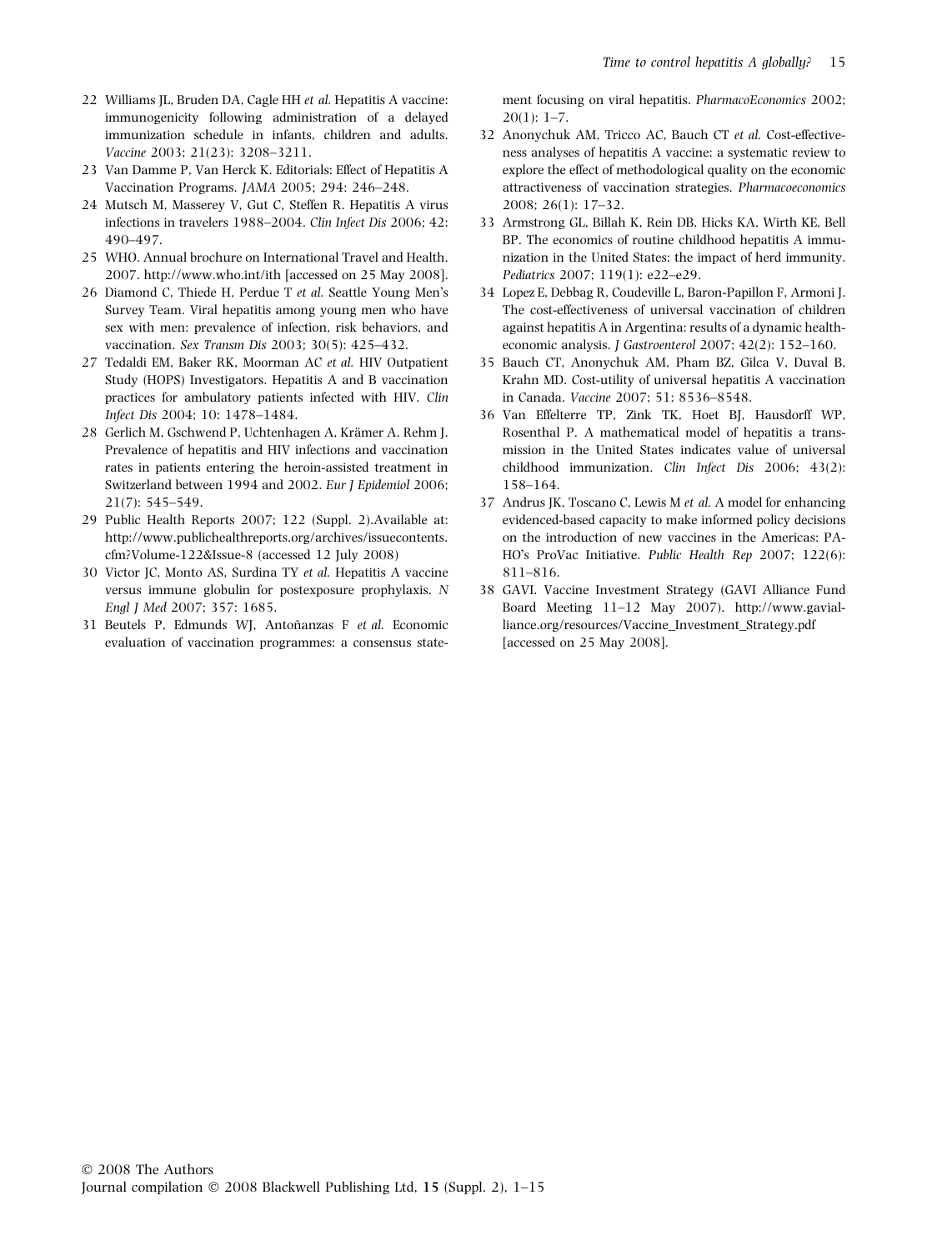22 Williams JL, Bruden DA, Cagle HH *et al.* Hepatitis A vaccine: immunogenicity following administration of a delayed immunization schedule in infants, children and adults. *Vaccine* 2003; 21(23): 3208–3211.

23 Van Damme P, Van Herck K. Editorials: Effect of Hepatitis A Vaccination Programs. *JAMA* 2005; 294: 246–248.

24 Mutsch M, Masserey V, Gut C, Steffen R. Hepatitis A virus infections in travelers 1988–2004. *Clin Infect Dis* 2006; 42: 490–497.

25 WHO. Annual brochure on International Travel and Health. 2007. http://www.who.int/ith [accessed on 25 May 2008].

26 Diamond C, Thiede H, Perdue T *et al.* Seattle Young Men's Survey Team. Viral hepatitis among young men who have sex with men: prevalence of infection, risk behaviors, and vaccination. *Sex Transm Dis* 2003; 30(5): 425–432.

27 Tedaldi EM, Baker RK, Moorman AC *et al.* HIV Outpatient Study (HOPS) Investigators. Hepatitis A and B vaccination practices for ambulatory patients infected with HIV. *Clin Infect Dis* 2004; 10: 1478–1484.

28 Gerlich M, Gschwend P, Uchtenhagen A, Krämer A, Rehm J. Prevalence of hepatitis and HIV infections and vaccination rates in patients entering the heroin-assisted treatment in Switzerland between 1994 and 2002. *Eur J Epidemiol* 2006; 21(7): 545–549.

29 Public Health Reports 2007; 122 (Suppl. 2).Available at: http://www.publichealthreports.org/archives/issuecontents.cfm?Volume-122&Issue-8 (accessed 12 July 2008)

30 Victor JC, Monto AS, Surdina TY *et al.* Hepatitis A vaccine versus immune globulin for postexposure prophylaxis. *N Engl J Med* 2007; 357: 1685.

31 Beutels P, Edmunds WJ, Antoñanzas F *et al.* Economic evaluation of vaccination programmes: a consensus statement focusing on viral hepatitis. *PharmacoEconomics* 2002; 20(1): 1–7.

32 Anonychuk AM, Tricco AC, Bauch CT *et al.* Cost-effectiveness analyses of hepatitis A vaccine: a systematic review to explore the effect of methodological quality on the economic attractiveness of vaccination strategies. *Pharmacoeconomics* 2008; 26(1): 17–32.

33 Armstrong GL, Billah K, Rein DB, Hicks KA, Wirth KE, Bell BP. The economics of routine childhood hepatitis A immunization in the United States: the impact of herd immunity. *Pediatrics* 2007; 119(1): e22–e29.

34 Lopez E, Debbag R, Coudeville L, Baron-Papillon F, Armoni J. The cost-effectiveness of universal vaccination of children against hepatitis A in Argentina: results of a dynamic health-economic analysis. *J Gastroenterol* 2007; 42(2): 152–160.

35 Bauch CT, Anonychuk AM, Pham BZ, Gilca V, Duval B, Krahn MD. Cost-utility of universal hepatitis A vaccination in Canada. *Vaccine* 2007; 51: 8536–8548.

36 Van Effelterre TP, Zink TK, Hoet BJ, Hausdorff WP, Rosenthal P. A mathematical model of hepatitis a transmission in the United States indicates value of universal childhood immunization. *Clin Infect Dis* 2006; 43(2): 158–164.

37 Andrus JK, Toscano C, Lewis M *et al.* A model for enhancing evidenced-based capacity to make informed policy decisions on the introduction of new vaccines in the Americas: PAHO's ProVac Initiative. *Public Health Rep* 2007; 122(6): 811–816.

38 GAVI. Vaccine Investment Strategy (GAVI Alliance Fund Board Meeting 11–12 May 2007). http://www.gavialliance.org/resources/Vaccine_Investment_Strategy.pdf [accessed on 25 May 2008].